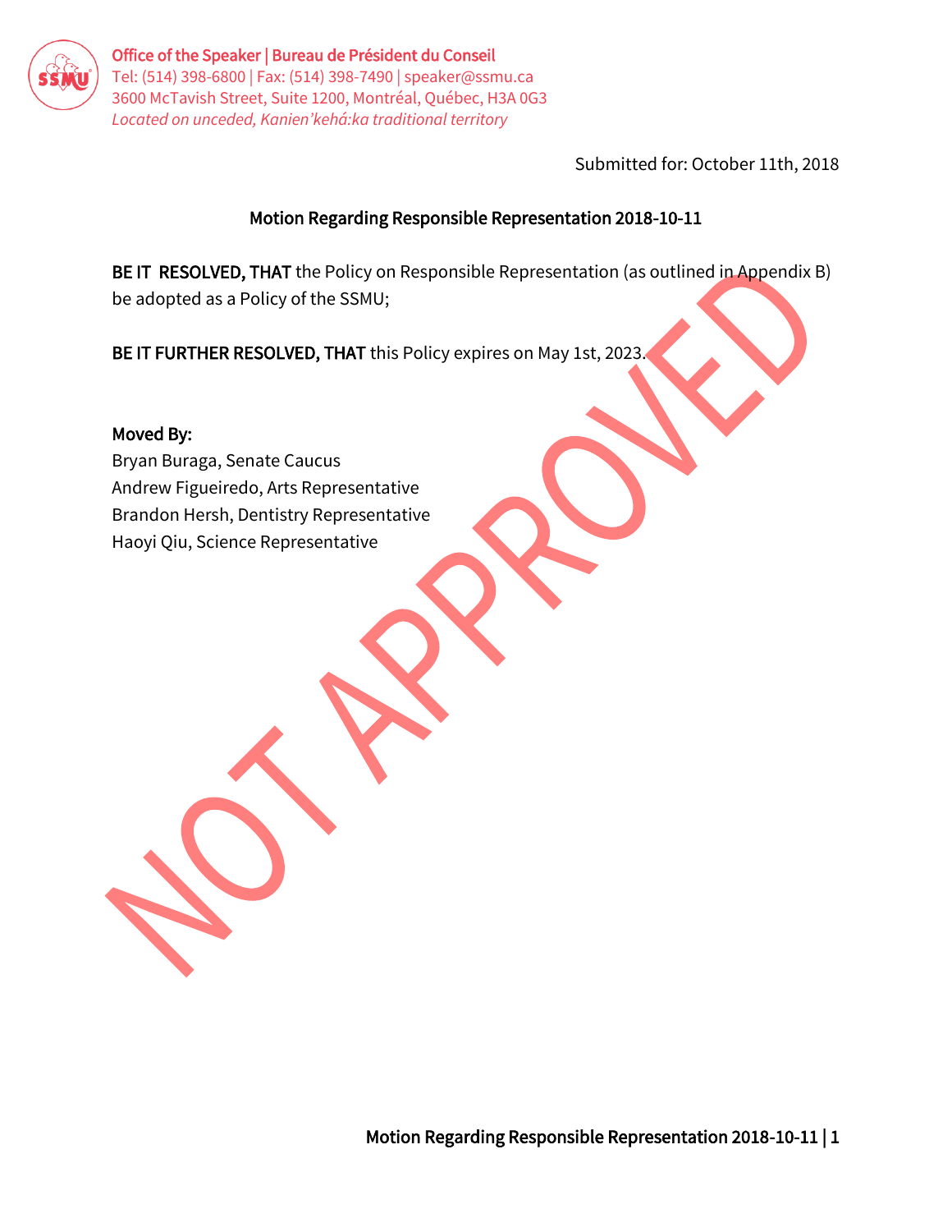Office of the Speaker | Bureau de Président du Conseil
Tel: (514) 398-6800 | Fax: (514) 398-7490 | speaker@ssmu.ca
3600 McTavish Street, Suite 1200, Montréal, Québec, H3A 0G3
*Located on unceded, Kanien'kehá:ka traditional territory*

Submitted for: October 11th, 2018

## Motion Regarding Responsible Representation 2018-10-11

**BE IT RESOLVED, THAT** the Policy on Responsible Representation (as outlined in Appendix B) be adopted as a Policy of the SSMU;

**BE IT FURTHER RESOLVED, THAT** this Policy expires on May 1st, 2023.

**Moved By:**
Bryan Buraga, Senate Caucus
Andrew Figueiredo, Arts Representative
Brandon Hersh, Dentistry Representative
Haoyi Qiu, Science Representative

NOT APPROVED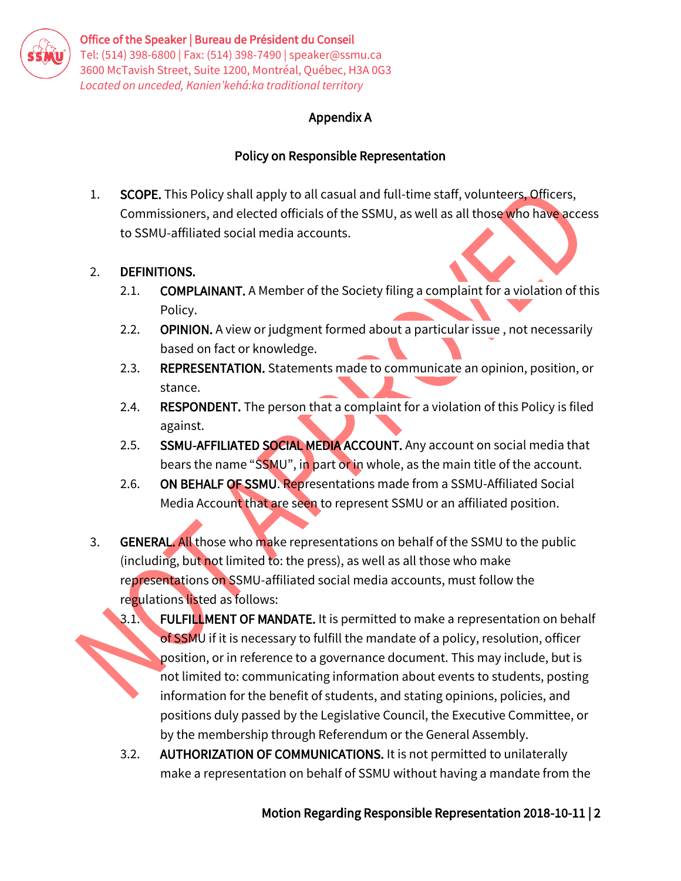## Appendix A

## Policy on Responsible Representation

1. **SCOPE.** This Policy shall apply to all casual and full-time staff, volunteers, Officers, Commissioners, and elected officials of the SSMU, as well as all those who have access to SSMU-affiliated social media accounts.

2. **DEFINITIONS.**
   - 2.1. **COMPLAINANT.** A Member of the Society filing a complaint for a violation of this Policy.
   - 2.2. **OPINION.** A view or judgment formed about a particular issue , not necessarily based on fact or knowledge.
   - 2.3. **REPRESENTATION.** Statements made to communicate an opinion, position, or stance.
   - 2.4. **RESPONDENT.** The person that a complaint for a violation of this Policy is filed against.
   - 2.5. **SSMU-AFFILIATED SOCIAL MEDIA ACCOUNT.** Any account on social media that bears the name "SSMU", in part or in whole, as the main title of the account.
   - 2.6. **ON BEHALF OF SSMU**. Representations made from a SSMU-Affiliated Social Media Account that are seen to represent SSMU or an affiliated position.

3. **GENERAL.** All those who make representations on behalf of the SSMU to the public (including, but not limited to: the press), as well as all those who make representations on SSMU-affiliated social media accounts, must follow the regulations listed as follows:
   - 3.1. **FULFILLMENT OF MANDATE.** It is permitted to make a representation on behalf of SSMU if it is necessary to fulfill the mandate of a policy, resolution, officer position, or in reference to a governance document. This may include, but is not limited to: communicating information about events to students, posting information for the benefit of students, and stating opinions, policies, and positions duly passed by the Legislative Council, the Executive Committee, or by the membership through Referendum or the General Assembly.
   - 3.2. **AUTHORIZATION OF COMMUNICATIONS.** It is not permitted to unilaterally make a representation on behalf of SSMU without having a mandate from the

NOT APPROVED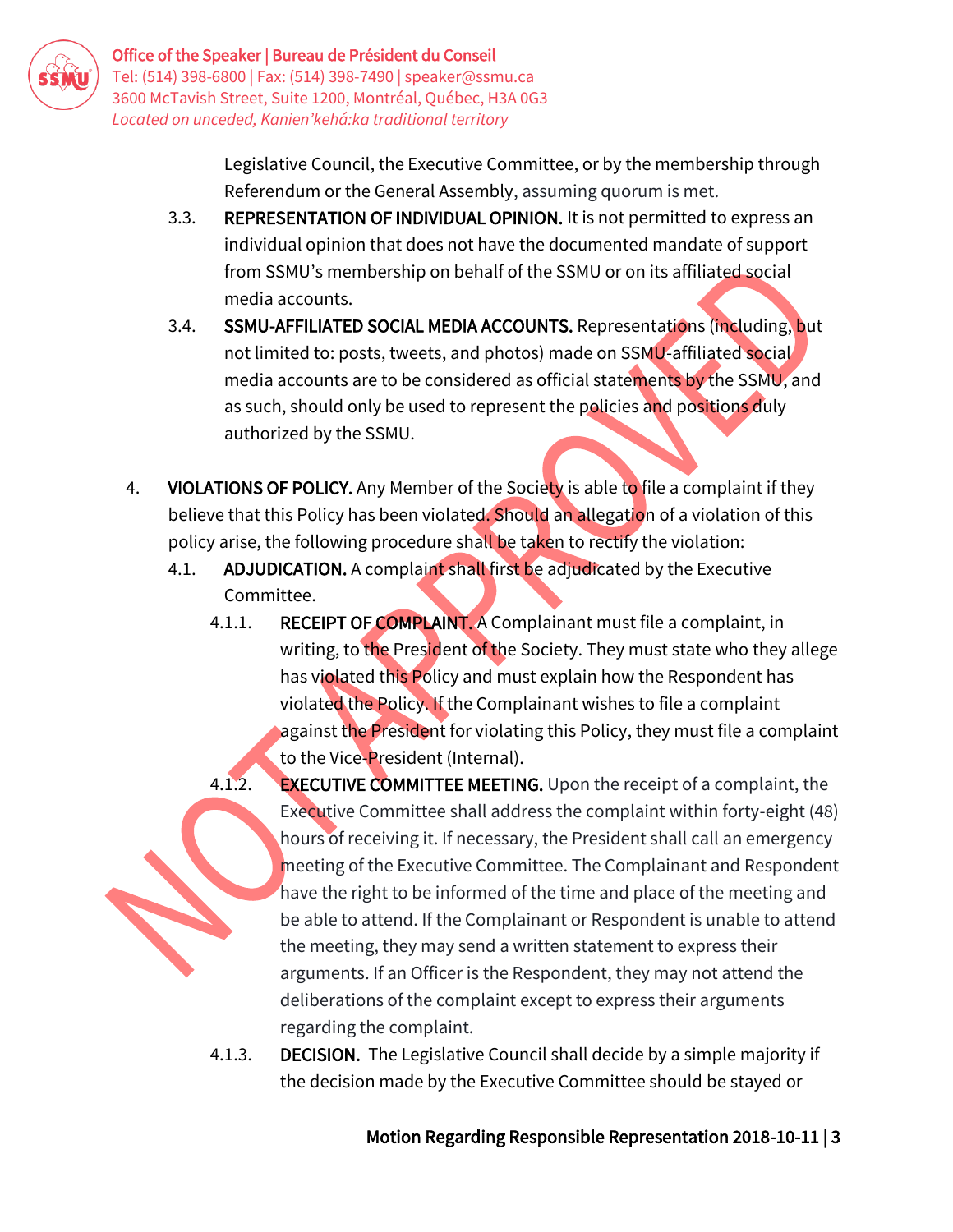Legislative Council, the Executive Committee, or by the membership through Referendum or the General Assembly, assuming quorum is met.

3.3. **REPRESENTATION OF INDIVIDUAL OPINION.** It is not permitted to express an individual opinion that does not have the documented mandate of support from SSMU's membership on behalf of the SSMU or on its affiliated social media accounts.

3.4. **SSMU-AFFILIATED SOCIAL MEDIA ACCOUNTS.** Representations (including, but not limited to: posts, tweets, and photos) made on SSMU-affiliated social media accounts are to be considered as official statements by the SSMU, and as such, should only be used to represent the policies and positions duly authorized by the SSMU.

4. **VIOLATIONS OF POLICY.** Any Member of the Society is able to file a complaint if they believe that this Policy has been violated. Should an allegation of a violation of this policy arise, the following procedure shall be taken to rectify the violation:

4.1. **ADJUDICATION.** A complaint shall first be adjudicated by the Executive Committee.

4.1.1. **RECEIPT OF COMPLAINT.** A Complainant must file a complaint, in writing, to the President of the Society. They must state who they allege has violated this Policy and must explain how the Respondent has violated the Policy. If the Complainant wishes to file a complaint against the President for violating this Policy, they must file a complaint to the Vice-President (Internal).

4.1.2. **EXECUTIVE COMMITTEE MEETING.** Upon the receipt of a complaint, the Executive Committee shall address the complaint within forty-eight (48) hours of receiving it. If necessary, the President shall call an emergency meeting of the Executive Committee. The Complainant and Respondent have the right to be informed of the time and place of the meeting and be able to attend. If the Complainant or Respondent is unable to attend the meeting, they may send a written statement to express their arguments. If an Officer is the Respondent, they may not attend the deliberations of the complaint except to express their arguments regarding the complaint.

4.1.3. **DECISION.** The Legislative Council shall decide by a simple majority if the decision made by the Executive Committee should be stayed or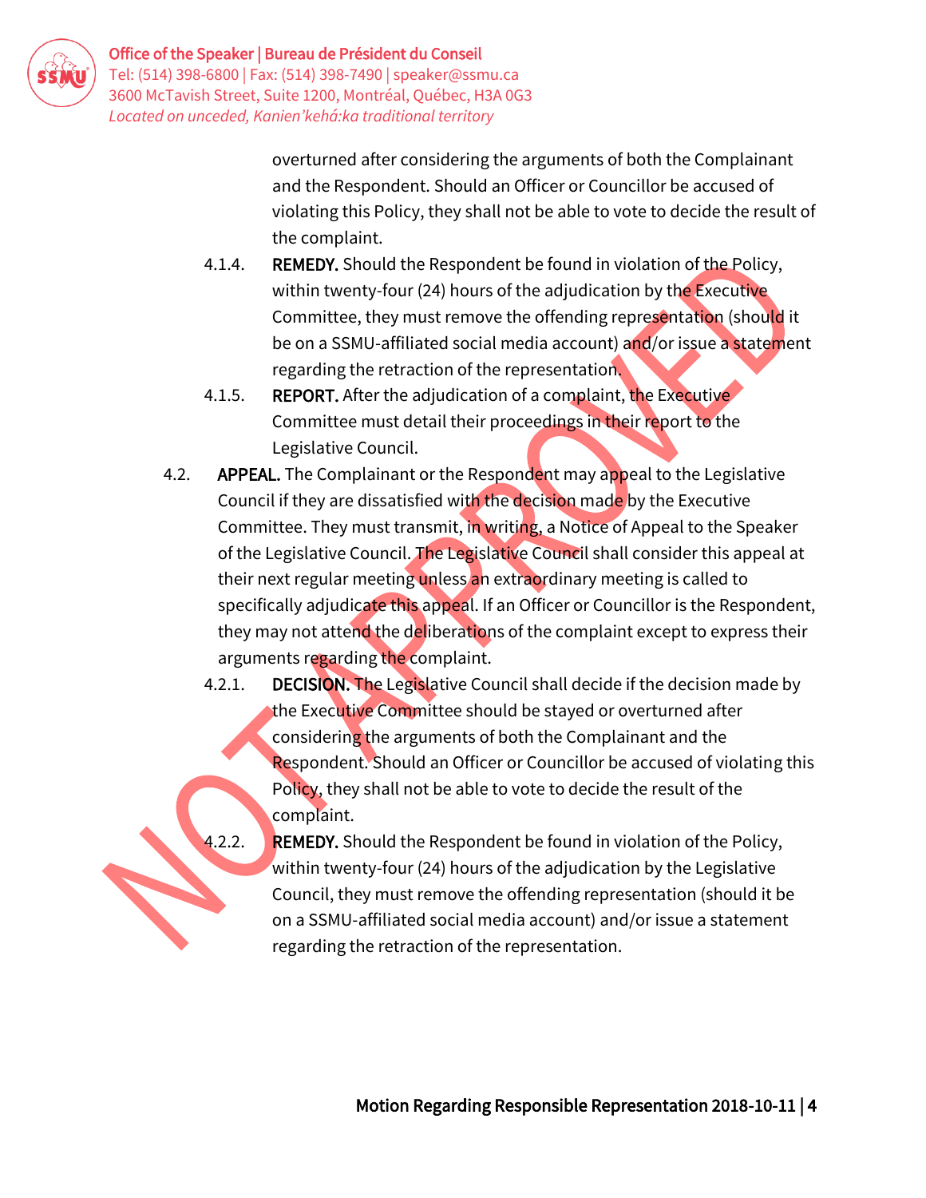overturned after considering the arguments of both the Complainant and the Respondent. Should an Officer or Councillor be accused of violating this Policy, they shall not be able to vote to decide the result of the complaint.

4.1.4. **REMEDY.** Should the Respondent be found in violation of the Policy, within twenty-four (24) hours of the adjudication by the Executive Committee, they must remove the offending representation (should it be on a SSMU-affiliated social media account) and/or issue a statement regarding the retraction of the representation.

4.1.5. **REPORT.** After the adjudication of a complaint, the Executive Committee must detail their proceedings in their report to the Legislative Council.

4.2. **APPEAL.** The Complainant or the Respondent may appeal to the Legislative Council if they are dissatisfied with the decision made by the Executive Committee. They must transmit, in writing, a Notice of Appeal to the Speaker of the Legislative Council. The Legislative Council shall consider this appeal at their next regular meeting unless an extraordinary meeting is called to specifically adjudicate this appeal. If an Officer or Councillor is the Respondent, they may not attend the deliberations of the complaint except to express their arguments regarding the complaint.

4.2.1. **DECISION.** The Legislative Council shall decide if the decision made by the Executive Committee should be stayed or overturned after considering the arguments of both the Complainant and the Respondent. Should an Officer or Councillor be accused of violating this Policy, they shall not be able to vote to decide the result of the complaint.

4.2.2. **REMEDY.** Should the Respondent be found in violation of the Policy, within twenty-four (24) hours of the adjudication by the Legislative Council, they must remove the offending representation (should it be on a SSMU-affiliated social media account) and/or issue a statement regarding the retraction of the representation.

NOT APPROVED